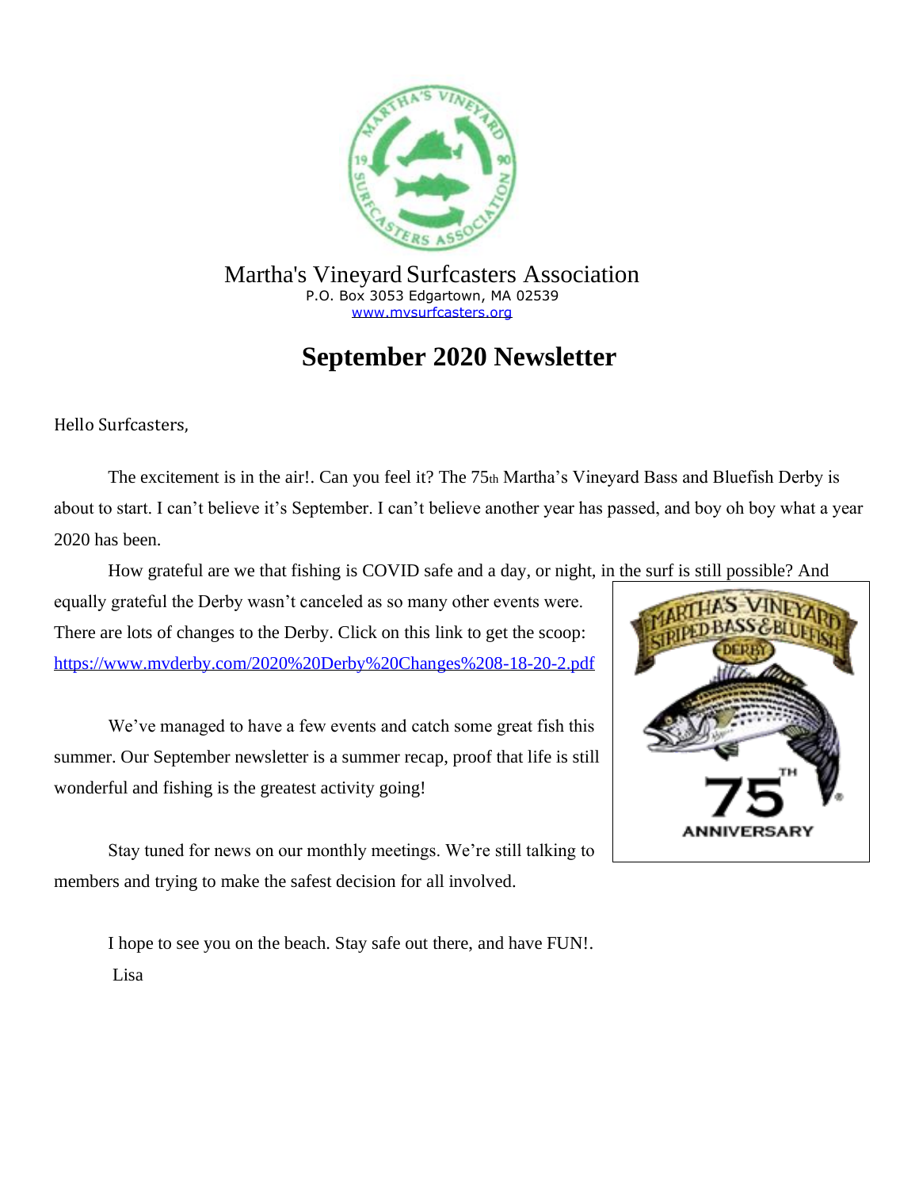Martha's Vineyard Surfcasters Association
P.O. Box 3053 Edgartown, MA 02539
www.mvsurfcasters.org

# September 2020 Newsletter

Hello Surfcasters,

The excitement is in the air!. Can you feel it? The 75th Martha's Vineyard Bass and Bluefish Derby is about to start. I can't believe it's September. I can't believe another year has passed, and boy oh boy what a year 2020 has been.

How grateful are we that fishing is COVID safe and a day, or night, in the surf is still possible? And equally grateful the Derby wasn't canceled as so many other events were. There are lots of changes to the Derby. Click on this link to get the scoop: https://www.mvderby.com/2020%20Derby%20Changes%208-18-20-2.pdf

We've managed to have a few events and catch some great fish this summer. Our September newsletter is a summer recap, proof that life is still wonderful and fishing is the greatest activity going!

Stay tuned for news on our monthly meetings. We're still talking to members and trying to make the safest decision for all involved.

I hope to see you on the beach. Stay safe out there, and have FUN!.

Lisa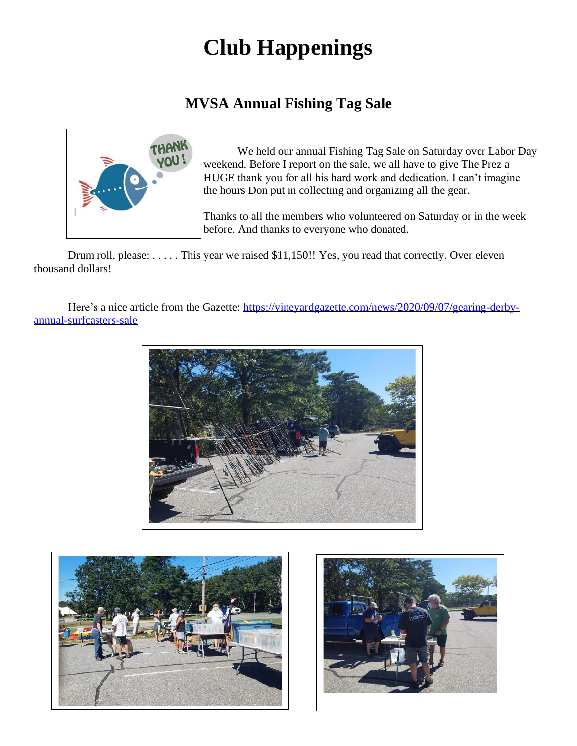# Club Happenings

## MVSA Annual Fishing Tag Sale

We held our annual Fishing Tag Sale on Saturday over Labor Day weekend. Before I report on the sale, we all have to give The Prez a HUGE thank you for all his hard work and dedication. I can't imagine the hours Don put in collecting and organizing all the gear.

Thanks to all the members who volunteered on Saturday or in the week before. And thanks to everyone who donated.

Drum roll, please: . . . . . This year we raised $11,150!! Yes, you read that correctly. Over eleven thousand dollars!

Here's a nice article from the Gazette: [https://vineyardgazette.com/news/2020/09/07/gearing-derby-annual-surfcasters-sale](https://vineyardgazette.com/news/2020/09/07/gearing-derby-annual-surfcasters-sale)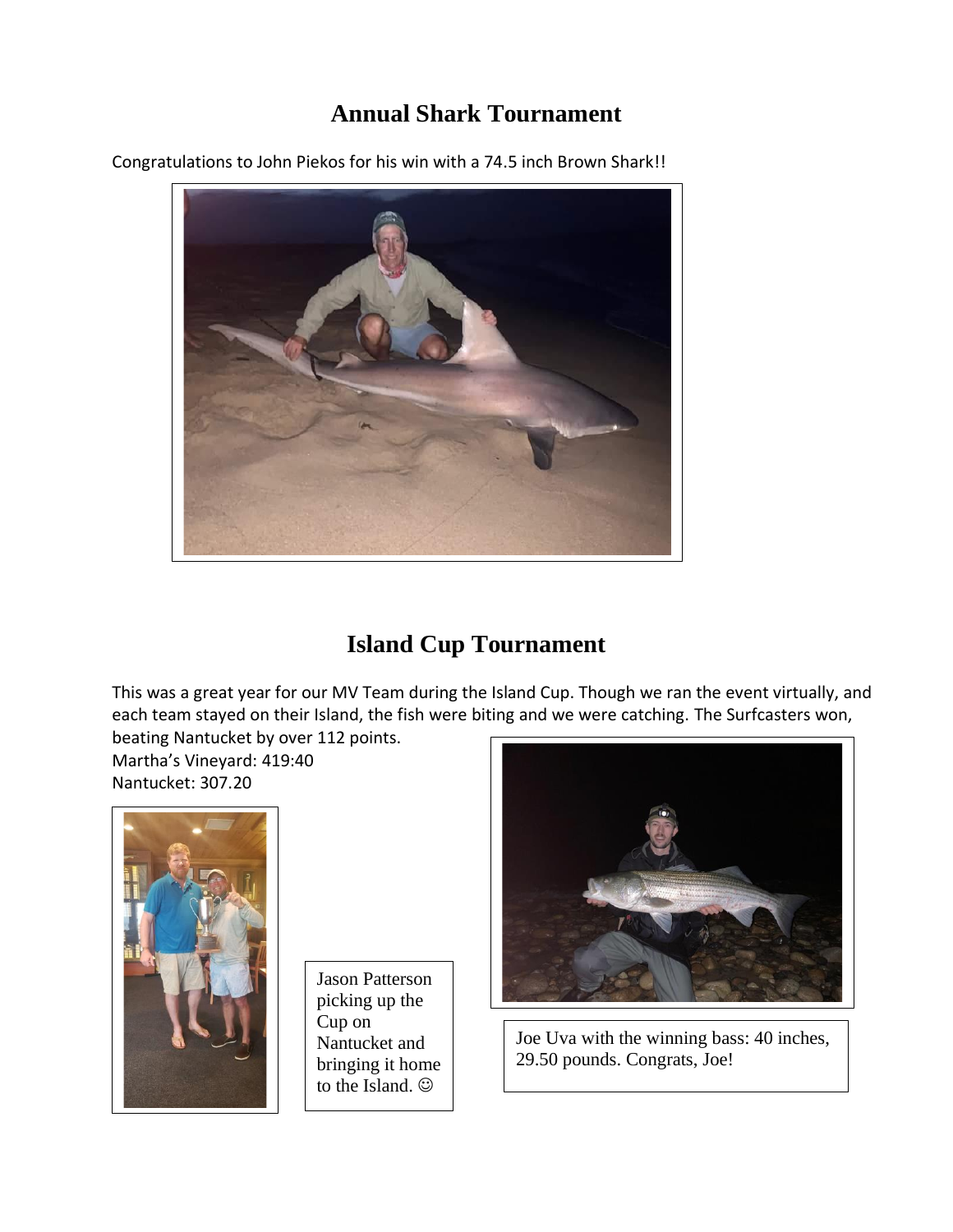# Annual Shark Tournament

Congratulations to John Piekos for his win with a 74.5 inch Brown Shark!!

# Island Cup Tournament

This was a great year for our MV Team during the Island Cup. Though we ran the event virtually, and each team stayed on their Island, the fish were biting and we were catching. The Surfcasters won, beating Nantucket by over 112 points.

Martha's Vineyard: 419:40
Nantucket: 307.20

Jason Patterson picking up the Cup on Nantucket and bringing it home to the Island. ☺

Joe Uva with the winning bass: 40 inches, 29.50 pounds. Congrats, Joe!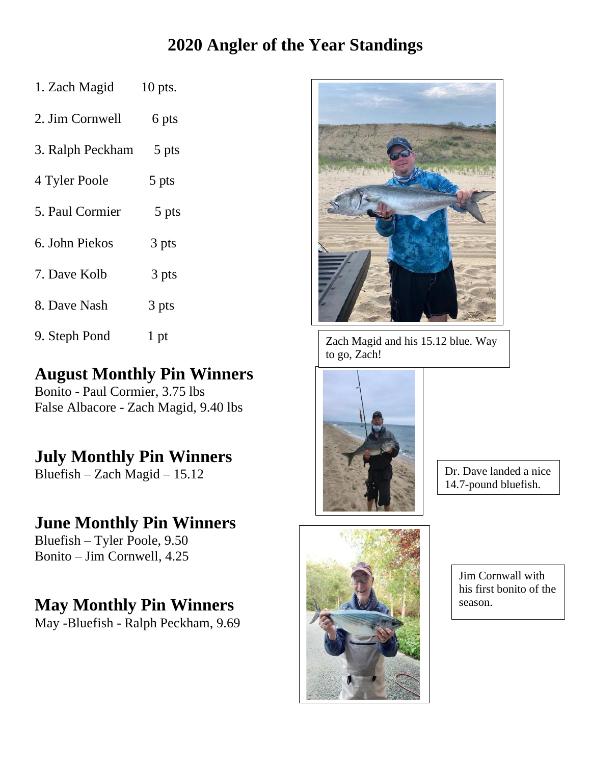# 2020 Angler of the Year Standings

1. Zach Magid 10 pts.
2. Jim Cornwell 6 pts
3. Ralph Peckham 5 pts
4 Tyler Poole 5 pts
5. Paul Cormier 5 pts
6. John Piekos 3 pts
7. Dave Kolb 3 pts
8. Dave Nash 3 pts
9. Steph Pond 1 pt

## August Monthly Pin Winners

Bonito - Paul Cormier, 3.75 lbs
False Albacore - Zach Magid, 9.40 lbs

## July Monthly Pin Winners

Bluefish – Zach Magid – 15.12

## June Monthly Pin Winners

Bluefish – Tyler Poole, 9.50
Bonito – Jim Cornwell, 4.25

## May Monthly Pin Winners

May -Bluefish - Ralph Peckham, 9.69

Zach Magid and his 15.12 blue. Way to go, Zach!

Dr. Dave landed a nice 14.7-pound bluefish.

Jim Cornwall with his first bonito of the season.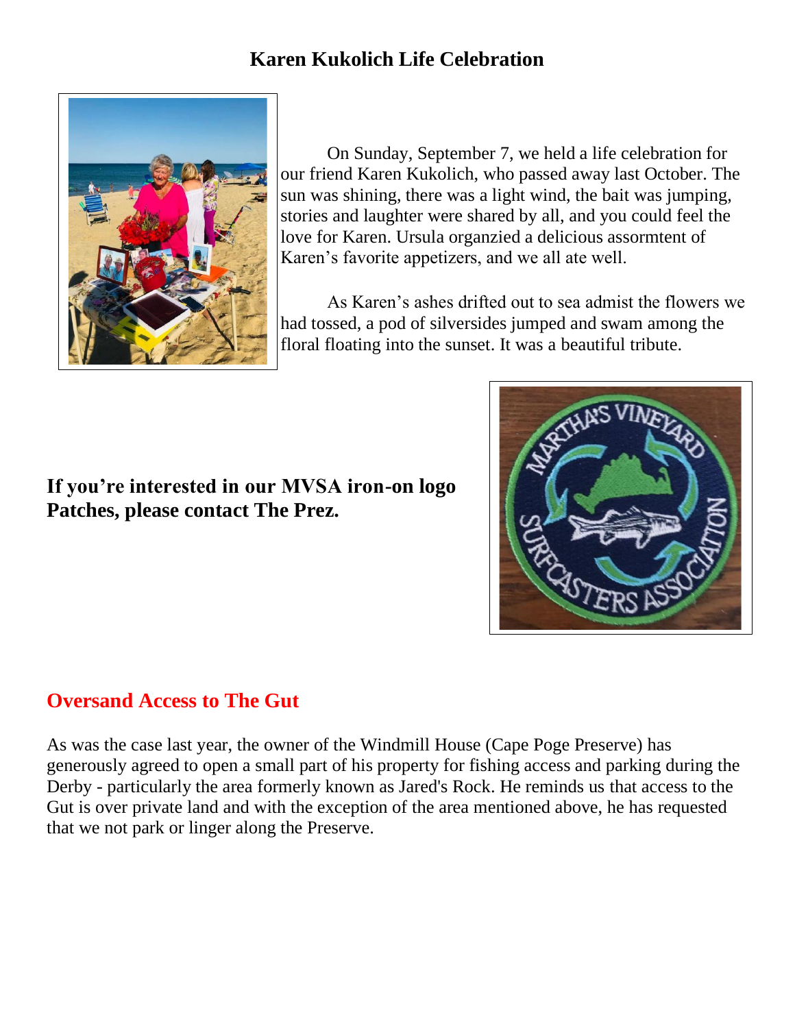## Karen Kukolich Life Celebration

On Sunday, September 7, we held a life celebration for our friend Karen Kukolich, who passed away last October. The sun was shining, there was a light wind, the bait was jumping, stories and laughter were shared by all, and you could feel the love for Karen. Ursula organzied a delicious assormtent of Karen's favorite appetizers, and we all ate well.

As Karen's ashes drifted out to sea admist the flowers we had tossed, a pod of silversides jumped and swam among the floral floating into the sunset. It was a beautiful tribute.

**If you're interested in our MVSA iron-on logo Patches, please contact The Prez.**

## Oversand Access to The Gut

As was the case last year, the owner of the Windmill House (Cape Poge Preserve) has generously agreed to open a small part of his property for fishing access and parking during the Derby - particularly the area formerly known as Jared's Rock. He reminds us that access to the Gut is over private land and with the exception of the area mentioned above, he has requested that we not park or linger along the Preserve.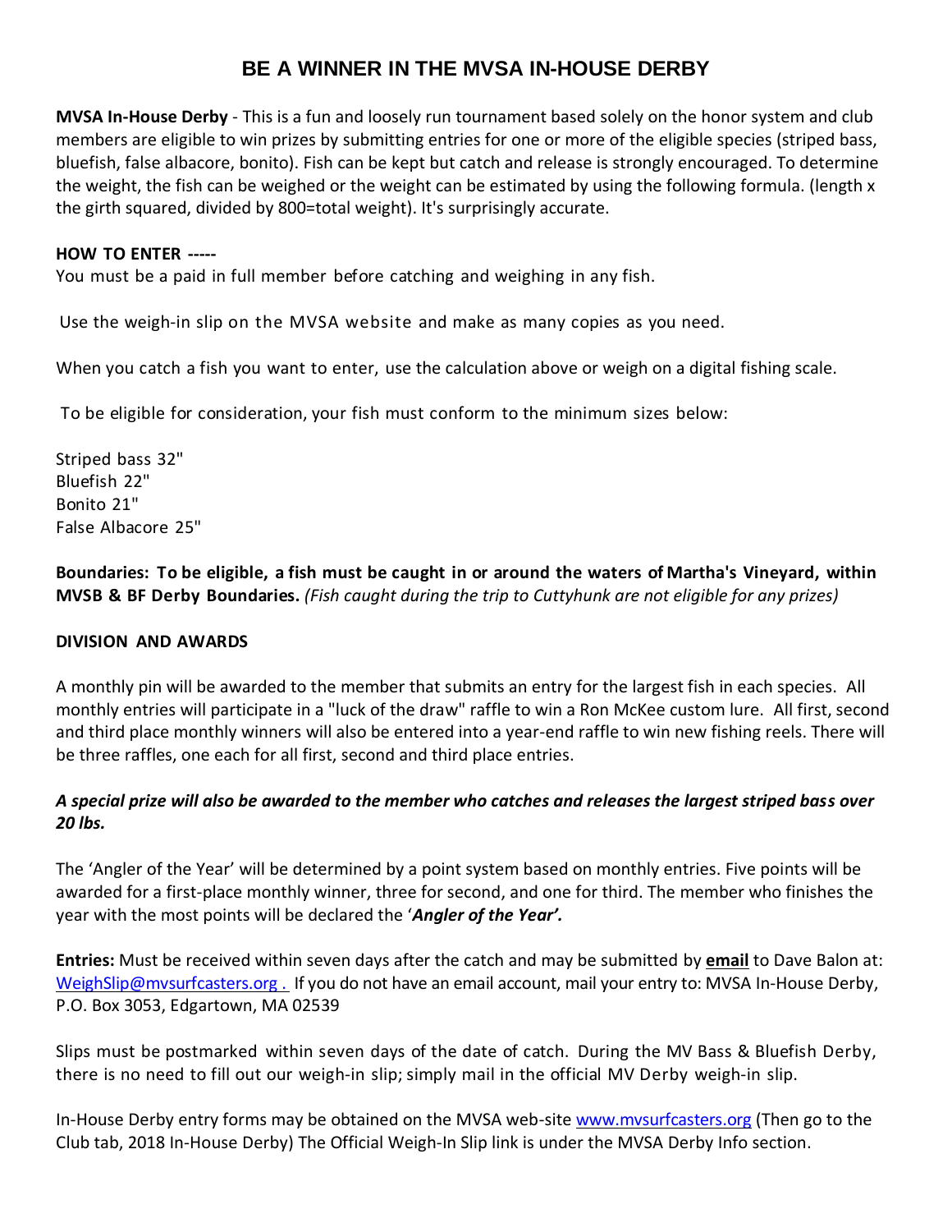# BE A WINNER IN THE MVSA IN-HOUSE DERBY

**MVSA In-House Derby** - This is a fun and loosely run tournament based solely on the honor system and club members are eligible to win prizes by submitting entries for one or more of the eligible species (striped bass, bluefish, false albacore, bonito). Fish can be kept but catch and release is strongly encouraged. To determine the weight, the fish can be weighed or the weight can be estimated by using the following formula. (length x the girth squared, divided by 800=total weight). It's surprisingly accurate.

**HOW TO ENTER -----**

You must be a paid in full member before catching and weighing in any fish.

Use the weigh-in slip on the MVSA website and make as many copies as you need.

When you catch a fish you want to enter, use the calculation above or weigh on a digital fishing scale.

To be eligible for consideration, your fish must conform to the minimum sizes below:

Striped bass 32"
Bluefish 22"
Bonito 21"
False Albacore 25"

**Boundaries: To be eligible, a fish must be caught in or around the waters of Martha's Vineyard, within MVSB & BF Derby Boundaries.** *(Fish caught during the trip to Cuttyhunk are not eligible for any prizes)*

**DIVISION AND AWARDS**

A monthly pin will be awarded to the member that submits an entry for the largest fish in each species. All monthly entries will participate in a "luck of the draw" raffle to win a Ron McKee custom lure. All first, second and third place monthly winners will also be entered into a year-end raffle to win new fishing reels. There will be three raffles, one each for all first, second and third place entries.

***A special prize will also be awarded to the member who catches and releases the largest striped bass over 20 lbs.***

The 'Angler of the Year' will be determined by a point system based on monthly entries. Five points will be awarded for a first-place monthly winner, three for second, and one for third. The member who finishes the year with the most points will be declared the '***Angler of the Year'.***

**Entries:** Must be received within seven days after the catch and may be submitted by **email** to Dave Balon at: WeighSlip@mvsurfcasters.org . If you do not have an email account, mail your entry to: MVSA In-House Derby, P.O. Box 3053, Edgartown, MA 02539

Slips must be postmarked within seven days of the date of catch. During the MV Bass & Bluefish Derby, there is no need to fill out our weigh-in slip; simply mail in the official MV Derby weigh-in slip.

In-House Derby entry forms may be obtained on the MVSA web-site www.mvsurfcasters.org (Then go to the Club tab, 2018 In-House Derby) The Official Weigh-In Slip link is under the MVSA Derby Info section.